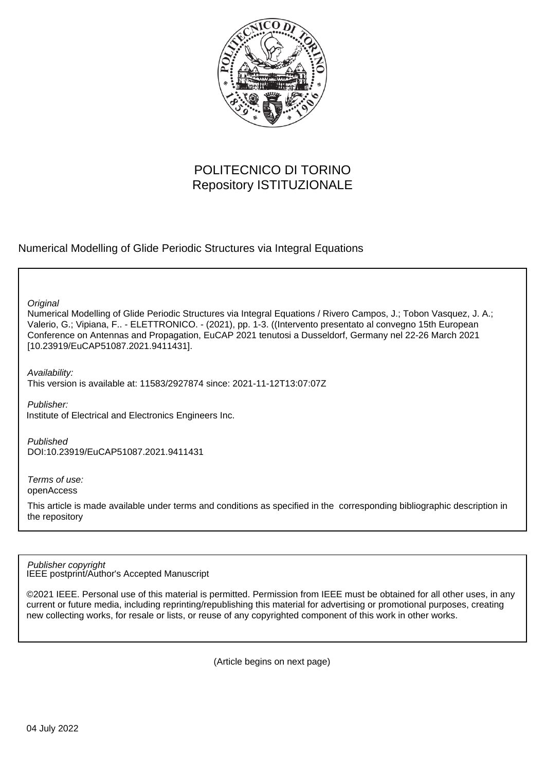POLITECNICO DI TORINO
Repository ISTITUZIONALE

Numerical Modelling of Glide Periodic Structures via Integral Equations

*Original*
Numerical Modelling of Glide Periodic Structures via Integral Equations / Rivero Campos, J.; Tobon Vasquez, J. A.; Valerio, G.; Vipiana, F.. - ELETTRONICO. - (2021), pp. 1-3. ((Intervento presentato al convegno 15th European Conference on Antennas and Propagation, EuCAP 2021 tenutosi a Dusseldorf, Germany nel 22-26 March 2021 [10.23919/EuCAP51087.2021.9411431].

*Availability:*
This version is available at: 11583/2927874 since: 2021-11-12T13:07:07Z

*Publisher:*
Institute of Electrical and Electronics Engineers Inc.

*Published*
DOI:10.23919/EuCAP51087.2021.9411431

*Terms of use:*
openAccess

This article is made available under terms and conditions as specified in the corresponding bibliographic description in the repository

*Publisher copyright*
IEEE postprint/Author's Accepted Manuscript

©2021 IEEE. Personal use of this material is permitted. Permission from IEEE must be obtained for all other uses, in any current or future media, including reprinting/republishing this material for advertising or promotional purposes, creating new collecting works, for resale or lists, or reuse of any copyrighted component of this work in other works.

(Article begins on next page)

04 July 2022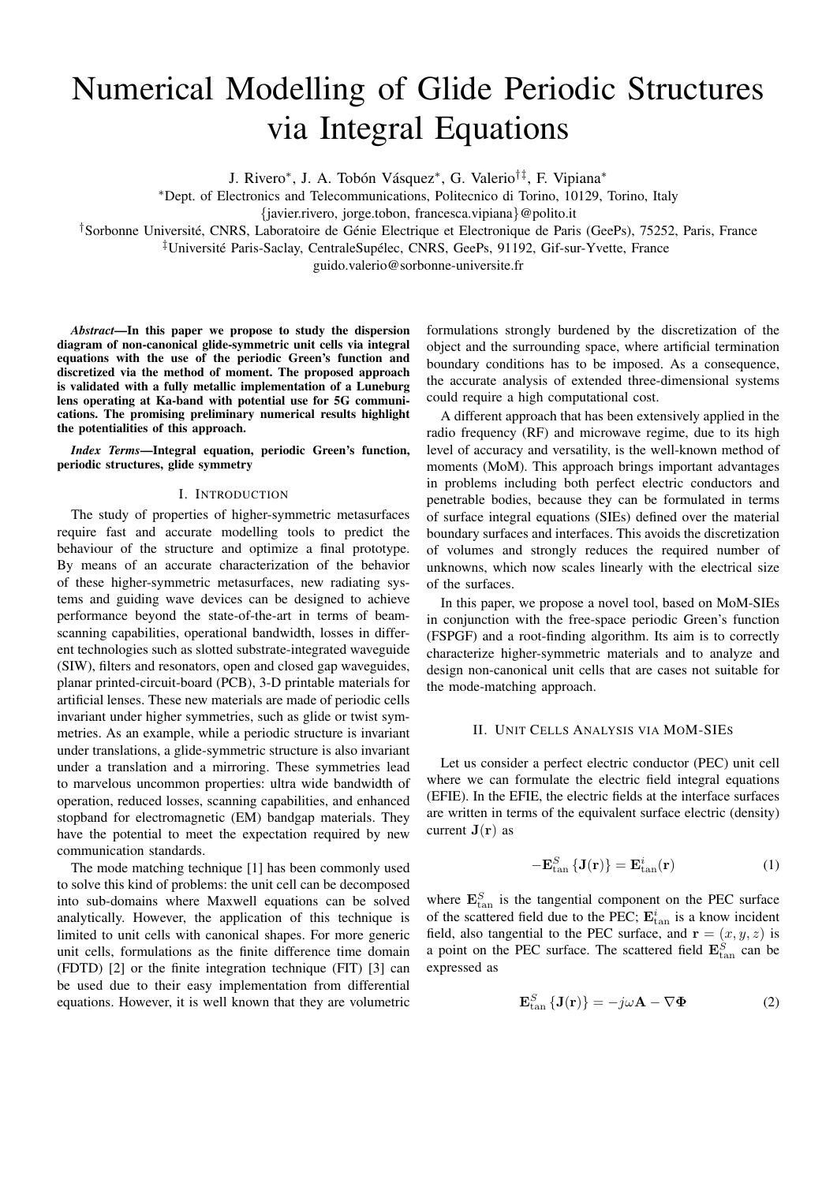# Numerical Modelling of Glide Periodic Structures via Integral Equations

J. Rivero*, J. A. Tobón Vásquez*, G. Valerio[†‡], F. Vipiana*

*Dept. of Electronics and Telecommunications, Politecnico di Torino, 10129, Torino, Italy

{javier.rivero, jorge.tobon, francesca.vipiana}@polito.it

[†]Sorbonne Université, CNRS, Laboratoire de Génie Electrique et Electronique de Paris (GeePs), 75252, Paris, France

[‡]Université Paris-Saclay, CentraleSupélec, CNRS, GeePs, 91192, Gif-sur-Yvette, France

guido.valerio@sorbonne-universite.fr

***Abstract*—In this paper we propose to study the dispersion diagram of non-canonical glide-symmetric unit cells via integral equations with the use of the periodic Green's function and discretized via the method of moment. The proposed approach is validated with a fully metallic implementation of a Luneburg lens operating at Ka-band with potential use for 5G communications. The promising preliminary numerical results highlight the potentialities of this approach.**

***Index Terms*—Integral equation, periodic Green's function, periodic structures, glide symmetry**

## I. Introduction

The study of properties of higher-symmetric metasurfaces require fast and accurate modelling tools to predict the behaviour of the structure and optimize a final prototype. By means of an accurate characterization of the behavior of these higher-symmetric metasurfaces, new radiating systems and guiding wave devices can be designed to achieve performance beyond the state-of-the-art in terms of beam-scanning capabilities, operational bandwidth, losses in different technologies such as slotted substrate-integrated waveguide (SIW), filters and resonators, open and closed gap waveguides, planar printed-circuit-board (PCB), 3-D printable materials for artificial lenses. These new materials are made of periodic cells invariant under higher symmetries, such as glide or twist symmetries. As an example, while a periodic structure is invariant under translations, a glide-symmetric structure is also invariant under a translation and a mirroring. These symmetries lead to marvelous uncommon properties: ultra wide bandwidth of operation, reduced losses, scanning capabilities, and enhanced stopband for electromagnetic (EM) bandgap materials. They have the potential to meet the expectation required by new communication standards.

The mode matching technique [1] has been commonly used to solve this kind of problems: the unit cell can be decomposed into sub-domains where Maxwell equations can be solved analytically. However, the application of this technique is limited to unit cells with canonical shapes. For more generic unit cells, formulations as the finite difference time domain (FDTD) [2] or the finite integration technique (FIT) [3] can be used due to their easy implementation from differential equations. However, it is well known that they are volumetric formulations strongly burdened by the discretization of the object and the surrounding space, where artificial termination boundary conditions has to be imposed. As a consequence, the accurate analysis of extended three-dimensional systems could require a high computational cost.

A different approach that has been extensively applied in the radio frequency (RF) and microwave regime, due to its high level of accuracy and versatility, is the well-known method of moments (MoM). This approach brings important advantages in problems including both perfect electric conductors and penetrable bodies, because they can be formulated in terms of surface integral equations (SIEs) defined over the material boundary surfaces and interfaces. This avoids the discretization of volumes and strongly reduces the required number of unknowns, which now scales linearly with the electrical size of the surfaces.

In this paper, we propose a novel tool, based on MoM-SIEs in conjunction with the free-space periodic Green's function (FSPGF) and a root-finding algorithm. Its aim is to correctly characterize higher-symmetric materials and to analyze and design non-canonical unit cells that are cases not suitable for the mode-matching approach.

## II. Unit Cells Analysis via MoM-SIEs

Let us consider a perfect electric conductor (PEC) unit cell where we can formulate the electric field integral equations (EFIE). In the EFIE, the electric fields at the interface surfaces are written in terms of the equivalent surface electric (density) current $\mathbf{J}(\mathbf{r})$ as

$$-\mathbf{E}^S_{\tan}\left\{\mathbf{J}(\mathbf{r})\right\} = \mathbf{E}^i_{\tan}(\mathbf{r}) \tag{1}$$

where $\mathbf{E}^S_{\tan}$ is the tangential component on the PEC surface of the scattered field due to the PEC; $\mathbf{E}^i_{\tan}$ is a know incident field, also tangential to the PEC surface, and $\mathbf{r} = (x, y, z)$ is a point on the PEC surface. The scattered field $\mathbf{E}^S_{\tan}$ can be expressed as

$$\mathbf{E}^S_{\tan}\left\{\mathbf{J}(\mathbf{r})\right\} = -j\omega\mathbf{A} - \nabla\mathbf{\Phi} \tag{2}$$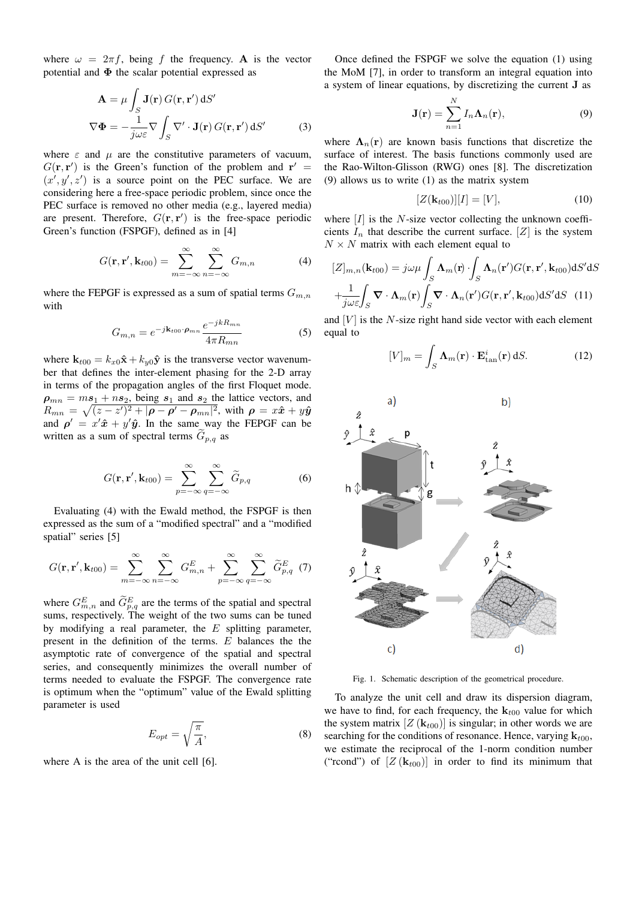where $\omega = 2\pi f$, being $f$ the frequency. $\mathbf{A}$ is the vector potential and $\mathbf{\Phi}$ the scalar potential expressed as

$$\mathbf{A} = \mu \int_S \mathbf{J}(\mathbf{r})\, G(\mathbf{r}, \mathbf{r}')\, \mathrm{d}S'$$
$$\nabla \mathbf{\Phi} = -\frac{1}{j\omega\varepsilon} \nabla \int_S \nabla' \cdot \mathbf{J}(\mathbf{r})\, G(\mathbf{r}, \mathbf{r}')\, \mathrm{d}S' \tag{3}$$

where $\varepsilon$ and $\mu$ are the constitutive parameters of vacuum, $G(\mathbf{r}, \mathbf{r}')$ is the Green's function of the problem and $\mathbf{r}' = (x', y', z')$ is a source point on the PEC surface. We are considering here a free-space periodic problem, since once the PEC surface is removed no other media (e.g., layered media) are present. Therefore, $G(\mathbf{r}, \mathbf{r}')$ is the free-space periodic Green's function (FSPGF), defined as in [4]

$$G(\mathbf{r}, \mathbf{r}', \mathbf{k}_{t00}) = \sum_{m=-\infty}^{\infty} \sum_{n=-\infty}^{\infty} G_{m,n} \tag{4}$$

where the FEPGF is expressed as a sum of spatial terms $G_{m,n}$ with

$$G_{m,n} = e^{-j\mathbf{k}_{t00} \cdot \boldsymbol{\rho}_{mn}} \frac{e^{-jkR_{mn}}}{4\pi R_{mn}} \tag{5}$$

where $\mathbf{k}_{t00} = k_{x0}\hat{\mathbf{x}} + k_{y0}\hat{\mathbf{y}}$ is the transverse vector wavenumber that defines the inter-element phasing for the 2-D array in terms of the propagation angles of the first Floquet mode. $\boldsymbol{\rho}_{mn} = m\boldsymbol{s}_1 + n\boldsymbol{s}_2$, being $\boldsymbol{s}_1$ and $\boldsymbol{s}_2$ the lattice vectors, and $R_{mn} = \sqrt{(z-z')^2 + |\boldsymbol{\rho} - \boldsymbol{\rho}' - \boldsymbol{\rho}_{mn}|^2}$, with $\boldsymbol{\rho} = x\hat{\boldsymbol{x}} + y\hat{\boldsymbol{y}}$ and $\boldsymbol{\rho}' = x'\hat{\boldsymbol{x}} + y'\hat{\boldsymbol{y}}$. In the same way the FEPGF can be written as a sum of spectral terms $\widetilde{G}_{p,q}$ as

$$G(\mathbf{r}, \mathbf{r}', \mathbf{k}_{t00}) = \sum_{p=-\infty}^{\infty} \sum_{q=-\infty}^{\infty} \widetilde{G}_{p,q} \tag{6}$$

Evaluating (4) with the Ewald method, the FSPGF is then expressed as the sum of a "modified spectral" and a "modified spatial" series [5]

$$G(\mathbf{r}, \mathbf{r}', \mathbf{k}_{t00}) = \sum_{m=-\infty}^{\infty} \sum_{n=-\infty}^{\infty} G^E_{m,n} + \sum_{p=-\infty}^{\infty} \sum_{q=-\infty}^{\infty} \widetilde{G}^E_{p,q} \tag{7}$$

where $G^E_{m,n}$ and $\widetilde{G}^E_{p,q}$ are the terms of the spatial and spectral sums, respectively. The weight of the two sums can be tuned by modifying a real parameter, the $E$ splitting parameter, present in the definition of the terms. $E$ balances the the asymptotic rate of convergence of the spatial and spectral series, and consequently minimizes the overall number of terms needed to evaluate the FSPGF. The convergence rate is optimum when the "optimum" value of the Ewald splitting parameter is used

$$E_{opt} = \sqrt{\frac{\pi}{A}}, \tag{8}$$

where A is the area of the unit cell [6].

Once defined the FSPGF we solve the equation (1) using the MoM [7], in order to transform an integral equation into a system of linear equations, by discretizing the current $\mathbf{J}$ as

$$\mathbf{J}(\mathbf{r}) = \sum_{n=1}^{N} I_n \mathbf{\Lambda}_n(\mathbf{r}), \tag{9}$$

where $\mathbf{\Lambda}_n(\mathbf{r})$ are known basis functions that discretize the surface of interest. The basis functions commonly used are the Rao-Wilton-Glisson (RWG) ones [8]. The discretization (9) allows us to write (1) as the matrix system

$$[Z(\mathbf{k}_{t00})][I] = [V], \tag{10}$$

where $[I]$ is the $N$-size vector collecting the unknown coefficients $I_n$ that describe the current surface. $[Z]$ is the system $N \times N$ matrix with each element equal to

$$[Z]_{m,n}(\mathbf{k}_{t00}) = j\omega\mu \int_S \mathbf{\Lambda}_m(\mathbf{r}) \cdot \int_S \mathbf{\Lambda}_n(\mathbf{r}') G(\mathbf{r}, \mathbf{r}', \mathbf{k}_{t00}) \mathrm{d}S' \mathrm{d}S$$
$$+ \frac{1}{j\omega\varepsilon} \int_S \boldsymbol{\nabla} \cdot \mathbf{\Lambda}_m(\mathbf{r}) \int_S \boldsymbol{\nabla} \cdot \mathbf{\Lambda}_n(\mathbf{r}') G(\mathbf{r}, \mathbf{r}', \mathbf{k}_{t00}) \mathrm{d}S' \mathrm{d}S \tag{11}$$

and $[V]$ is the $N$-size right hand side vector with each element equal to

$$[V]_m = \int_S \mathbf{\Lambda}_m(\mathbf{r}) \cdot \mathbf{E}^i_{\tan}(\mathbf{r})\, \mathrm{d}S. \tag{12}$$

Fig. 1. Schematic description of the geometrical procedure.

To analyze the unit cell and draw its dispersion diagram, we have to find, for each frequency, the $\mathbf{k}_{t00}$ value for which the system matrix $[Z(\mathbf{k}_{t00})]$ is singular; in other words we are searching for the conditions of resonance. Hence, varying $\mathbf{k}_{t00}$, we estimate the reciprocal of the 1-norm condition number ("rcond") of $[Z(\mathbf{k}_{t00})]$ in order to find its minimum that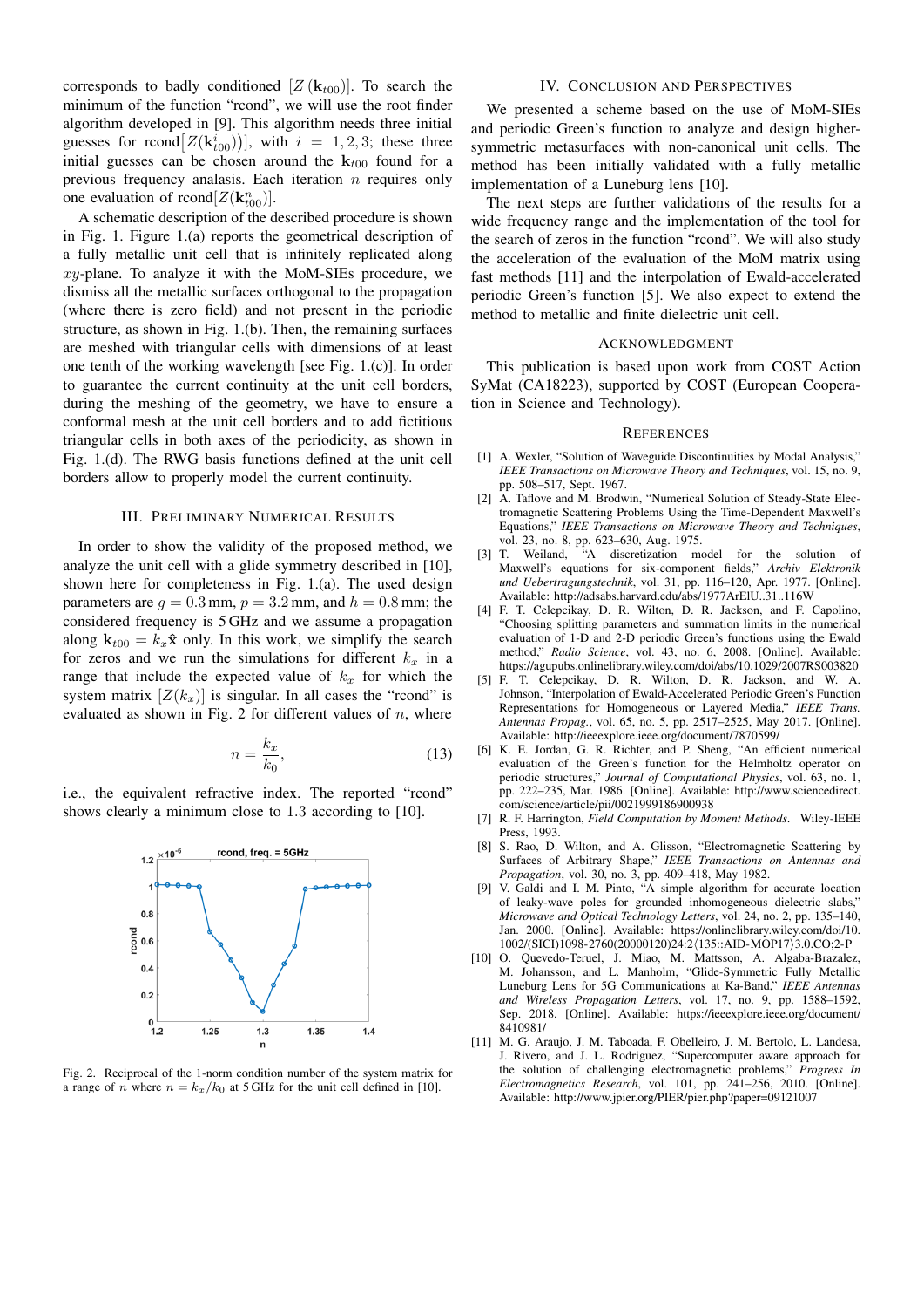corresponds to badly conditioned $[Z(\mathbf{k}_{t00})]$. To search the minimum of the function "rcond", we will use the root finder algorithm developed in [9]. This algorithm needs three initial guesses for rcond$[Z(\mathbf{k}_{t00}^{i}))]$, with $i = 1, 2, 3$; these three initial guesses can be chosen around the $\mathbf{k}_{t00}$ found for a previous frequency analasis. Each iteration $n$ requires only one evaluation of rcond$[Z(\mathbf{k}_{t00}^{n})]$.

A schematic description of the described procedure is shown in Fig. 1. Figure 1.(a) reports the geometrical description of a fully metallic unit cell that is infinitely replicated along $xy$-plane. To analyze it with the MoM-SIEs procedure, we dismiss all the metallic surfaces orthogonal to the propagation (where there is zero field) and not present in the periodic structure, as shown in Fig. 1.(b). Then, the remaining surfaces are meshed with triangular cells with dimensions of at least one tenth of the working wavelength [see Fig. 1.(c)]. In order to guarantee the current continuity at the unit cell borders, during the meshing of the geometry, we have to ensure a conformal mesh at the unit cell borders and to add fictitious triangular cells in both axes of the periodicity, as shown in Fig. 1.(d). The RWG basis functions defined at the unit cell borders allow to properly model the current continuity.

## III. Preliminary Numerical Results

In order to show the validity of the proposed method, we analyze the unit cell with a glide symmetry described in [10], shown here for completeness in Fig. 1.(a). The used design parameters are $g = 0.3$ mm, $p = 3.2$ mm, and $h = 0.8$ mm; the considered frequency is 5 GHz and we assume a propagation along $\mathbf{k}_{t00} = k_x\hat{\mathbf{x}}$ only. In this work, we simplify the search for zeros and we run the simulations for different $k_x$ in a range that include the expected value of $k_x$ for which the system matrix $[Z(k_x)]$ is singular. In all cases the "rcond" is evaluated as shown in Fig. 2 for different values of $n$, where

$$n = \frac{k_x}{k_0}, \tag{13}$$

i.e., the equivalent refractive index. The reported "rcond" shows clearly a minimum close to 1.3 according to [10].

rcond, freq. = 5GHz

$\times 10^{-6}$

rcond

n

Fig. 2. Reciprocal of the 1-norm condition number of the system matrix for a range of $n$ where $n = k_x/k_0$ at 5 GHz for the unit cell defined in [10].

## IV. Conclusion and Perspectives

We presented a scheme based on the use of MoM-SIEs and periodic Green's function to analyze and design higher-symmetric metasurfaces with non-canonical unit cells. The method has been initially validated with a fully metallic implementation of a Luneburg lens [10].

The next steps are further validations of the results for a wide frequency range and the implementation of the tool for the search of zeros in the function "rcond". We will also study the acceleration of the evaluation of the MoM matrix using fast methods [11] and the interpolation of Ewald-accelerated periodic Green's function [5]. We also expect to extend the method to metallic and finite dielectric unit cell.

## Acknowledgment

This publication is based upon work from COST Action SyMat (CA18223), supported by COST (European Cooperation in Science and Technology).

## References

[1] A. Wexler, "Solution of Waveguide Discontinuities by Modal Analysis," *IEEE Transactions on Microwave Theory and Techniques*, vol. 15, no. 9, pp. 508–517, Sept. 1967.

[2] A. Taflove and M. Brodwin, "Numerical Solution of Steady-State Electromagnetic Scattering Problems Using the Time-Dependent Maxwell's Equations," *IEEE Transactions on Microwave Theory and Techniques*, vol. 23, no. 8, pp. 623–630, Aug. 1975.

[3] T. Weiland, "A discretization model for the solution of Maxwell's equations for six-component fields," *Archiv Elektronik und Uebertragungstechnik*, vol. 31, pp. 116–120, Apr. 1977. [Online]. Available: http://adsabs.harvard.edu/abs/1977ArElU..31..116W

[4] F. T. Celepcikay, D. R. Wilton, D. R. Jackson, and F. Capolino, "Choosing splitting parameters and summation limits in the numerical evaluation of 1-D and 2-D periodic Green's functions using the Ewald method," *Radio Science*, vol. 43, no. 6, 2008. [Online]. Available: https://agupubs.onlinelibrary.wiley.com/doi/abs/10.1029/2007RS003820

[5] F. T. Celepcikay, D. R. Wilton, D. R. Jackson, and W. A. Johnson, "Interpolation of Ewald-Accelerated Periodic Green's Function Representations for Homogeneous or Layered Media," *IEEE Trans. Antennas Propag.*, vol. 65, no. 5, pp. 2517–2525, May 2017. [Online]. Available: http://ieeexplore.ieee.org/document/7870599/

[6] K. E. Jordan, G. R. Richter, and P. Sheng, "An efficient numerical evaluation of the Green's function for the Helmholtz operator on periodic structures," *Journal of Computational Physics*, vol. 63, no. 1, pp. 222–235, Mar. 1986. [Online]. Available: http://www.sciencedirect.com/science/article/pii/0021999186900938

[7] R. F. Harrington, *Field Computation by Moment Methods*. Wiley-IEEE Press, 1993.

[8] S. Rao, D. Wilton, and A. Glisson, "Electromagnetic Scattering by Surfaces of Arbitrary Shape," *IEEE Transactions on Antennas and Propagation*, vol. 30, no. 3, pp. 409–418, May 1982.

[9] V. Galdi and I. M. Pinto, "A simple algorithm for accurate location of leaky-wave poles for grounded inhomogeneous dielectric slabs," *Microwave and Optical Technology Letters*, vol. 24, no. 2, pp. 135–140, Jan. 2000. [Online]. Available: https://onlinelibrary.wiley.com/doi/10.1002/(SICI)1098-2760(20000120)24:2⟨135::AID-MOP17⟩3.0.CO;2-P

[10] O. Quevedo-Teruel, J. Miao, M. Mattsson, A. Algaba-Brazalez, M. Johansson, and L. Manholm, "Glide-Symmetric Fully Metallic Luneburg Lens for 5G Communications at Ka-Band," *IEEE Antennas and Wireless Propagation Letters*, vol. 17, no. 9, pp. 1588–1592, Sep. 2018. [Online]. Available: https://ieeexplore.ieee.org/document/8410981/

[11] M. G. Araujo, J. M. Taboada, F. Obelleiro, J. M. Bertolo, L. Landesa, J. Rivero, and J. L. Rodriguez, "Supercomputer aware approach for the solution of challenging electromagnetic problems," *Progress In Electromagnetics Research*, vol. 101, pp. 241–256, 2010. [Online]. Available: http://www.jpier.org/PIER/pier.php?paper=09121007